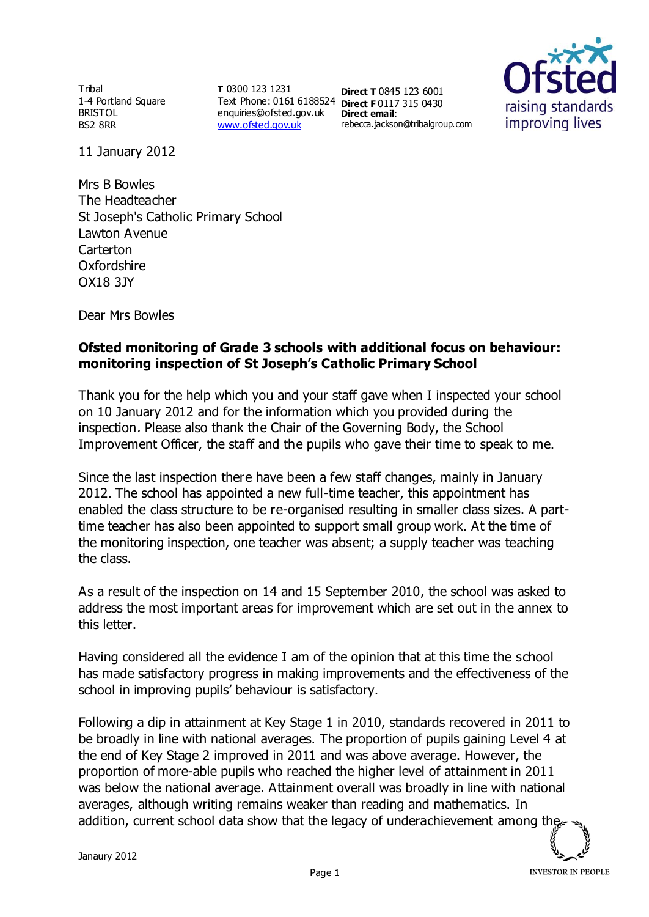Tribal
1-4 Portland Square
BRISTOL
BS2 8RR

**T** 0300 123 1231
Text Phone: 0161 6188524
enquiries@ofsted.gov.uk
www.ofsted.gov.uk

**Direct T** 0845 123 6001
**Direct F** 0117 315 0430
**Direct email**:
rebecca.jackson@tribalgroup.com

11 January 2012

Mrs B Bowles
The Headteacher
St Joseph's Catholic Primary School
Lawton Avenue
Carterton
Oxfordshire
OX18 3JY

Dear Mrs Bowles

**Ofsted monitoring of Grade 3 schools with additional focus on behaviour: monitoring inspection of St Joseph's Catholic Primary School**

Thank you for the help which you and your staff gave when I inspected your school on 10 January 2012 and for the information which you provided during the inspection*.* Please also thank the Chair of the Governing Body, the School Improvement Officer, the staff and the pupils who gave their time to speak to me.

Since the last inspection there have been a few staff changes, mainly in January 2012. The school has appointed a new full-time teacher, this appointment has enabled the class structure to be re-organised resulting in smaller class sizes. A part-time teacher has also been appointed to support small group work. At the time of the monitoring inspection, one teacher was absent; a supply teacher was teaching the class.

As a result of the inspection on 14 and 15 September 2010, the school was asked to address the most important areas for improvement which are set out in the annex to this letter.

Having considered all the evidence I am of the opinion that at this time the school has made satisfactory progress in making improvements and the effectiveness of the school in improving pupils' behaviour is satisfactory.

Following a dip in attainment at Key Stage 1 in 2010, standards recovered in 2011 to be broadly in line with national averages. The proportion of pupils gaining Level 4 at the end of Key Stage 2 improved in 2011 and was above average. However, the proportion of more-able pupils who reached the higher level of attainment in 2011 was below the national average. Attainment overall was broadly in line with national averages, although writing remains weaker than reading and mathematics. In addition, current school data show that the legacy of underachievement among the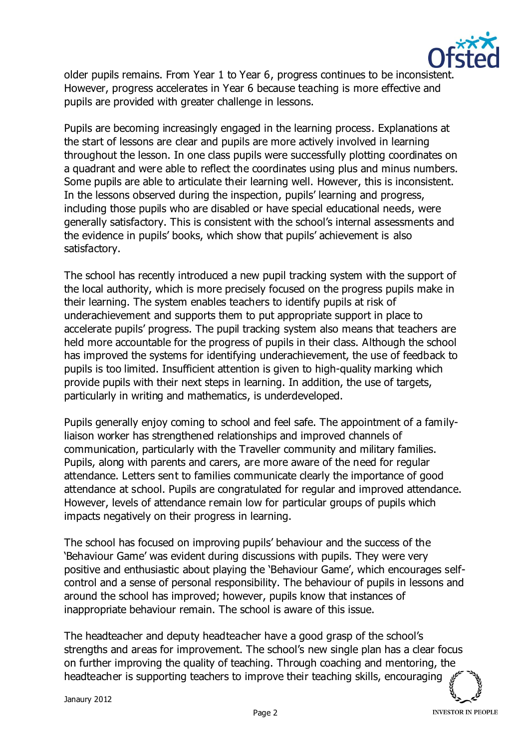older pupils remains. From Year 1 to Year 6, progress continues to be inconsistent. However, progress accelerates in Year 6 because teaching is more effective and pupils are provided with greater challenge in lessons.

Pupils are becoming increasingly engaged in the learning process. Explanations at the start of lessons are clear and pupils are more actively involved in learning throughout the lesson. In one class pupils were successfully plotting coordinates on a quadrant and were able to reflect the coordinates using plus and minus numbers. Some pupils are able to articulate their learning well. However, this is inconsistent. In the lessons observed during the inspection, pupils' learning and progress, including those pupils who are disabled or have special educational needs, were generally satisfactory. This is consistent with the school's internal assessments and the evidence in pupils' books, which show that pupils' achievement is also satisfactory.

The school has recently introduced a new pupil tracking system with the support of the local authority, which is more precisely focused on the progress pupils make in their learning. The system enables teachers to identify pupils at risk of underachievement and supports them to put appropriate support in place to accelerate pupils' progress. The pupil tracking system also means that teachers are held more accountable for the progress of pupils in their class. Although the school has improved the systems for identifying underachievement, the use of feedback to pupils is too limited. Insufficient attention is given to high-quality marking which provide pupils with their next steps in learning. In addition, the use of targets, particularly in writing and mathematics, is underdeveloped.

Pupils generally enjoy coming to school and feel safe. The appointment of a family-liaison worker has strengthened relationships and improved channels of communication, particularly with the Traveller community and military families. Pupils, along with parents and carers, are more aware of the need for regular attendance. Letters sent to families communicate clearly the importance of good attendance at school. Pupils are congratulated for regular and improved attendance. However, levels of attendance remain low for particular groups of pupils which impacts negatively on their progress in learning.

The school has focused on improving pupils' behaviour and the success of the 'Behaviour Game' was evident during discussions with pupils. They were very positive and enthusiastic about playing the 'Behaviour Game', which encourages self-control and a sense of personal responsibility. The behaviour of pupils in lessons and around the school has improved; however, pupils know that instances of inappropriate behaviour remain. The school is aware of this issue.

The headteacher and deputy headteacher have a good grasp of the school's strengths and areas for improvement. The school's new single plan has a clear focus on further improving the quality of teaching. Through coaching and mentoring, the headteacher is supporting teachers to improve their teaching skills, encouraging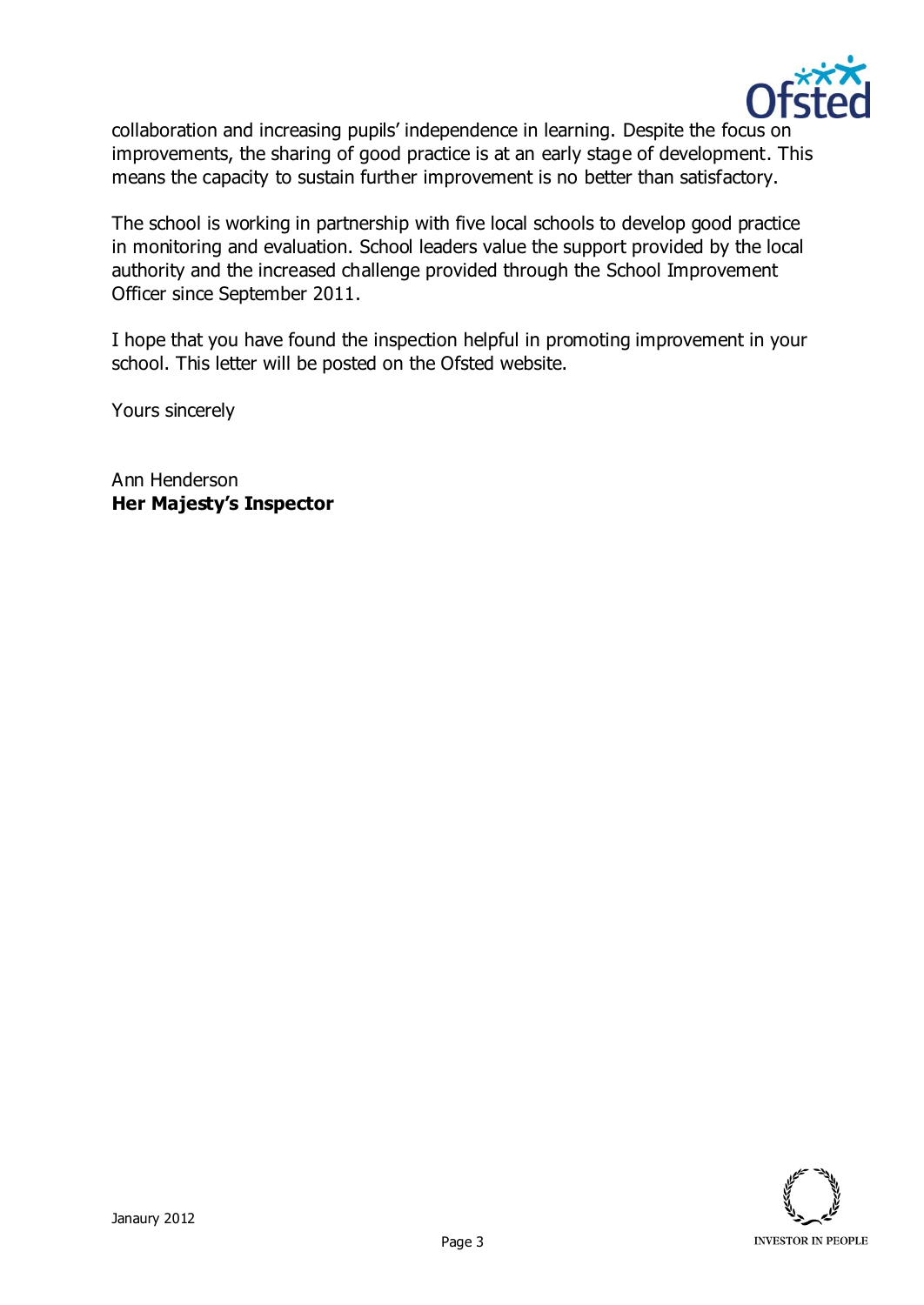collaboration and increasing pupils' independence in learning. Despite the focus on improvements, the sharing of good practice is at an early stage of development. This means the capacity to sustain further improvement is no better than satisfactory.

The school is working in partnership with five local schools to develop good practice in monitoring and evaluation. School leaders value the support provided by the local authority and the increased challenge provided through the School Improvement Officer since September 2011.

I hope that you have found the inspection helpful in promoting improvement in your school. This letter will be posted on the Ofsted website.

Yours sincerely

Ann Henderson
**Her Majesty's Inspector**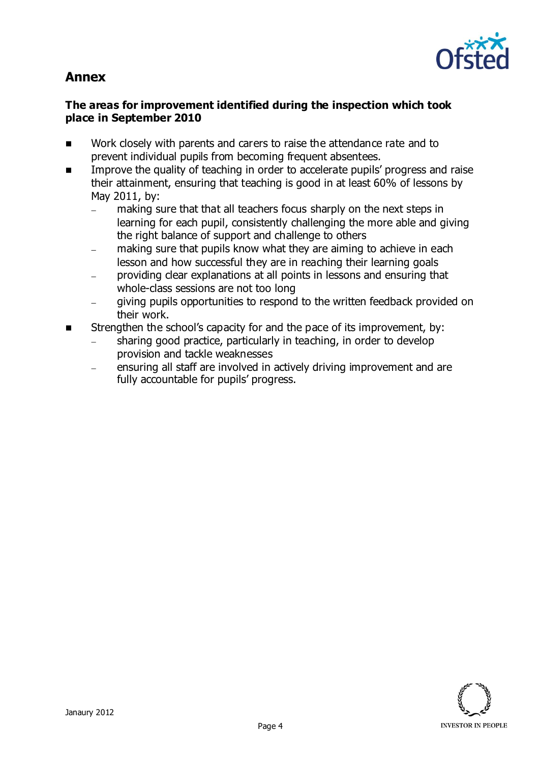## Annex

**The areas for improvement identified during the inspection which took place in September 2010**

- Work closely with parents and carers to raise the attendance rate and to prevent individual pupils from becoming frequent absentees.
- Improve the quality of teaching in order to accelerate pupils' progress and raise their attainment, ensuring that teaching is good in at least 60% of lessons by May 2011, by:
  - making sure that that all teachers focus sharply on the next steps in learning for each pupil, consistently challenging the more able and giving the right balance of support and challenge to others
  - making sure that pupils know what they are aiming to achieve in each lesson and how successful they are in reaching their learning goals
  - providing clear explanations at all points in lessons and ensuring that whole-class sessions are not too long
  - giving pupils opportunities to respond to the written feedback provided on their work.
- Strengthen the school's capacity for and the pace of its improvement, by:
  - sharing good practice, particularly in teaching, in order to develop provision and tackle weaknesses
  - ensuring all staff are involved in actively driving improvement and are fully accountable for pupils' progress.